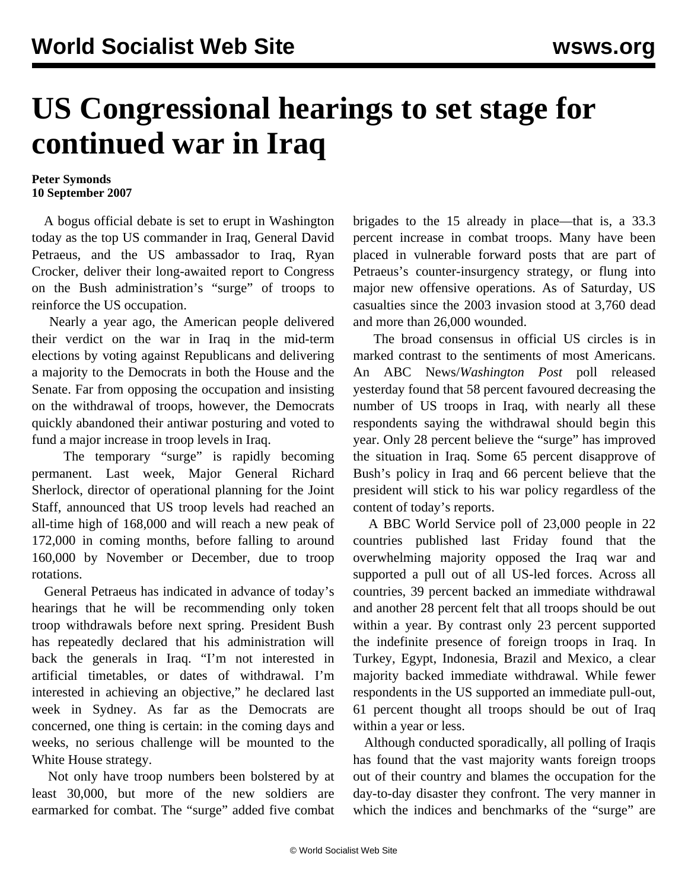# US Congressional hearings to set stage for continued war in Iraq

**Peter Symonds**
**10 September 2007**

A bogus official debate is set to erupt in Washington today as the top US commander in Iraq, General David Petraeus, and the US ambassador to Iraq, Ryan Crocker, deliver their long-awaited report to Congress on the Bush administration's "surge" of troops to reinforce the US occupation.

Nearly a year ago, the American people delivered their verdict on the war in Iraq in the mid-term elections by voting against Republicans and delivering a majority to the Democrats in both the House and the Senate. Far from opposing the occupation and insisting on the withdrawal of troops, however, the Democrats quickly abandoned their antiwar posturing and voted to fund a major increase in troop levels in Iraq.

The temporary "surge" is rapidly becoming permanent. Last week, Major General Richard Sherlock, director of operational planning for the Joint Staff, announced that US troop levels had reached an all-time high of 168,000 and will reach a new peak of 172,000 in coming months, before falling to around 160,000 by November or December, due to troop rotations.

General Petraeus has indicated in advance of today's hearings that he will be recommending only token troop withdrawals before next spring. President Bush has repeatedly declared that his administration will back the generals in Iraq. "I'm not interested in artificial timetables, or dates of withdrawal. I'm interested in achieving an objective," he declared last week in Sydney. As far as the Democrats are concerned, one thing is certain: in the coming days and weeks, no serious challenge will be mounted to the White House strategy.

Not only have troop numbers been bolstered by at least 30,000, but more of the new soldiers are earmarked for combat. The "surge" added five combat brigades to the 15 already in place—that is, a 33.3 percent increase in combat troops. Many have been placed in vulnerable forward posts that are part of Petraeus's counter-insurgency strategy, or flung into major new offensive operations. As of Saturday, US casualties since the 2003 invasion stood at 3,760 dead and more than 26,000 wounded.

The broad consensus in official US circles is in marked contrast to the sentiments of most Americans. An ABC News/*Washington Post* poll released yesterday found that 58 percent favoured decreasing the number of US troops in Iraq, with nearly all these respondents saying the withdrawal should begin this year. Only 28 percent believe the "surge" has improved the situation in Iraq. Some 65 percent disapprove of Bush's policy in Iraq and 66 percent believe that the president will stick to his war policy regardless of the content of today's reports.

A BBC World Service poll of 23,000 people in 22 countries published last Friday found that the overwhelming majority opposed the Iraq war and supported a pull out of all US-led forces. Across all countries, 39 percent backed an immediate withdrawal and another 28 percent felt that all troops should be out within a year. By contrast only 23 percent supported the indefinite presence of foreign troops in Iraq. In Turkey, Egypt, Indonesia, Brazil and Mexico, a clear majority backed immediate withdrawal. While fewer respondents in the US supported an immediate pull-out, 61 percent thought all troops should be out of Iraq within a year or less.

Although conducted sporadically, all polling of Iraqis has found that the vast majority wants foreign troops out of their country and blames the occupation for the day-to-day disaster they confront. The very manner in which the indices and benchmarks of the "surge" are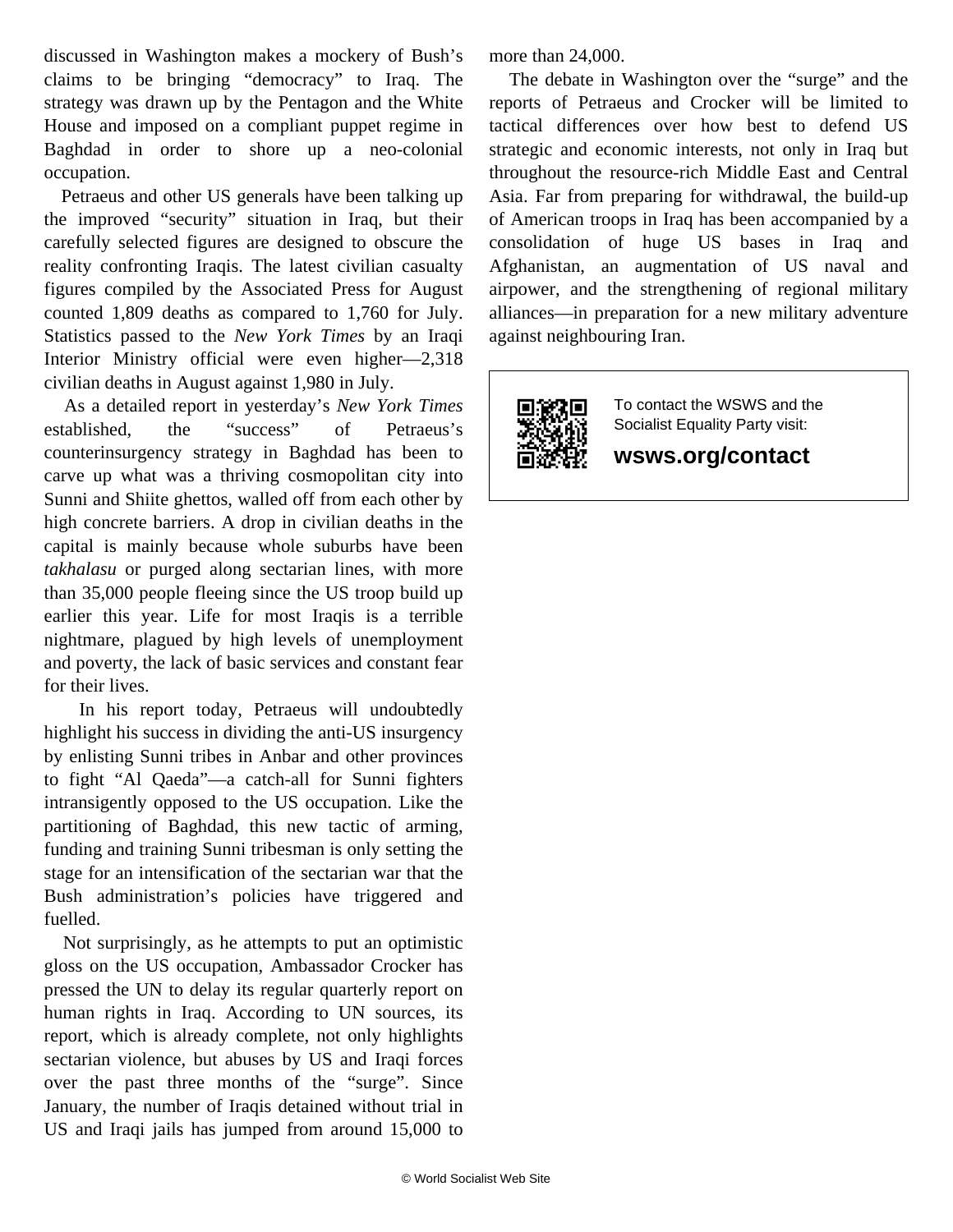discussed in Washington makes a mockery of Bush's claims to be bringing "democracy" to Iraq. The strategy was drawn up by the Pentagon and the White House and imposed on a compliant puppet regime in Baghdad in order to shore up a neo-colonial occupation.

Petraeus and other US generals have been talking up the improved "security" situation in Iraq, but their carefully selected figures are designed to obscure the reality confronting Iraqis. The latest civilian casualty figures compiled by the Associated Press for August counted 1,809 deaths as compared to 1,760 for July. Statistics passed to the *New York Times* by an Iraqi Interior Ministry official were even higher—2,318 civilian deaths in August against 1,980 in July.

As a detailed report in yesterday's *New York Times* established, the "success" of Petraeus's counterinsurgency strategy in Baghdad has been to carve up what was a thriving cosmopolitan city into Sunni and Shiite ghettos, walled off from each other by high concrete barriers. A drop in civilian deaths in the capital is mainly because whole suburbs have been *takhalasu* or purged along sectarian lines, with more than 35,000 people fleeing since the US troop build up earlier this year. Life for most Iraqis is a terrible nightmare, plagued by high levels of unemployment and poverty, the lack of basic services and constant fear for their lives.

In his report today, Petraeus will undoubtedly highlight his success in dividing the anti-US insurgency by enlisting Sunni tribes in Anbar and other provinces to fight "Al Qaeda"—a catch-all for Sunni fighters intransigently opposed to the US occupation. Like the partitioning of Baghdad, this new tactic of arming, funding and training Sunni tribesman is only setting the stage for an intensification of the sectarian war that the Bush administration's policies have triggered and fuelled.

Not surprisingly, as he attempts to put an optimistic gloss on the US occupation, Ambassador Crocker has pressed the UN to delay its regular quarterly report on human rights in Iraq. According to UN sources, its report, which is already complete, not only highlights sectarian violence, but abuses by US and Iraqi forces over the past three months of the "surge". Since January, the number of Iraqis detained without trial in US and Iraqi jails has jumped from around 15,000 to more than 24,000.

The debate in Washington over the "surge" and the reports of Petraeus and Crocker will be limited to tactical differences over how best to defend US strategic and economic interests, not only in Iraq but throughout the resource-rich Middle East and Central Asia. Far from preparing for withdrawal, the build-up of American troops in Iraq has been accompanied by a consolidation of huge US bases in Iraq and Afghanistan, an augmentation of US naval and airpower, and the strengthening of regional military alliances—in preparation for a new military adventure against neighbouring Iran.

To contact the WSWS and the Socialist Equality Party visit:

**wsws.org/contact**